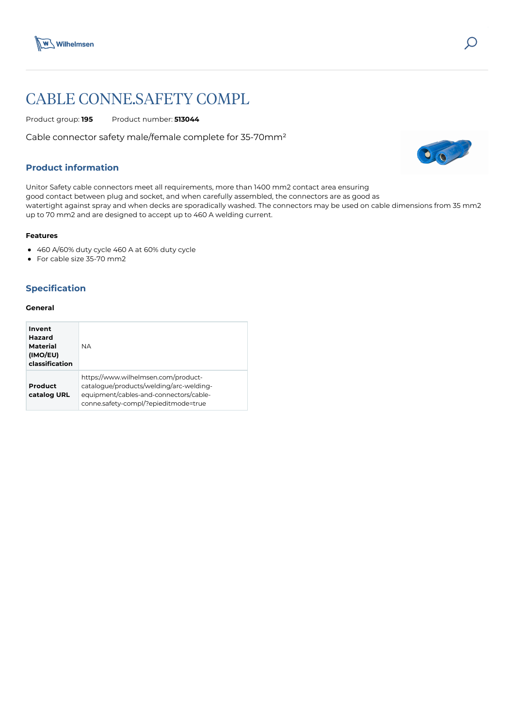// CABLE CONNE.SAFETY COMPL

# CABLE CONNE.SAFETY COMPL

Product group: **195** Product number: **513044**

Cable connector safety male/female complete for 35-70mm²

## Product information

Unitor Safety cable connectors meet all requirements, more than 1400 mm2 contact area ensuring good contact between plug and socket, and when carefully assembled, the connectors are as good as watertight against spray and when decks are sporadically washed. The connectors may be used on cable dimensions from 35 mm2 up to 70 mm2 and are designed to accept up to 460 A welding current.

**Features**

- 460 A/60% duty cycle 460 A at 60% duty cycle
- For cable size 35-70 mm2

## Specification

**General**

| | |
|---|---|
| **Invent Hazard Material (IMO/EU) classification** | NA |
| **Product catalog URL** | https://www.wilhelmsen.com/product-catalogue/products/welding/arc-welding-equipment/cables-and-connectors/cable-conne.safety-compl/?epieditmode=true |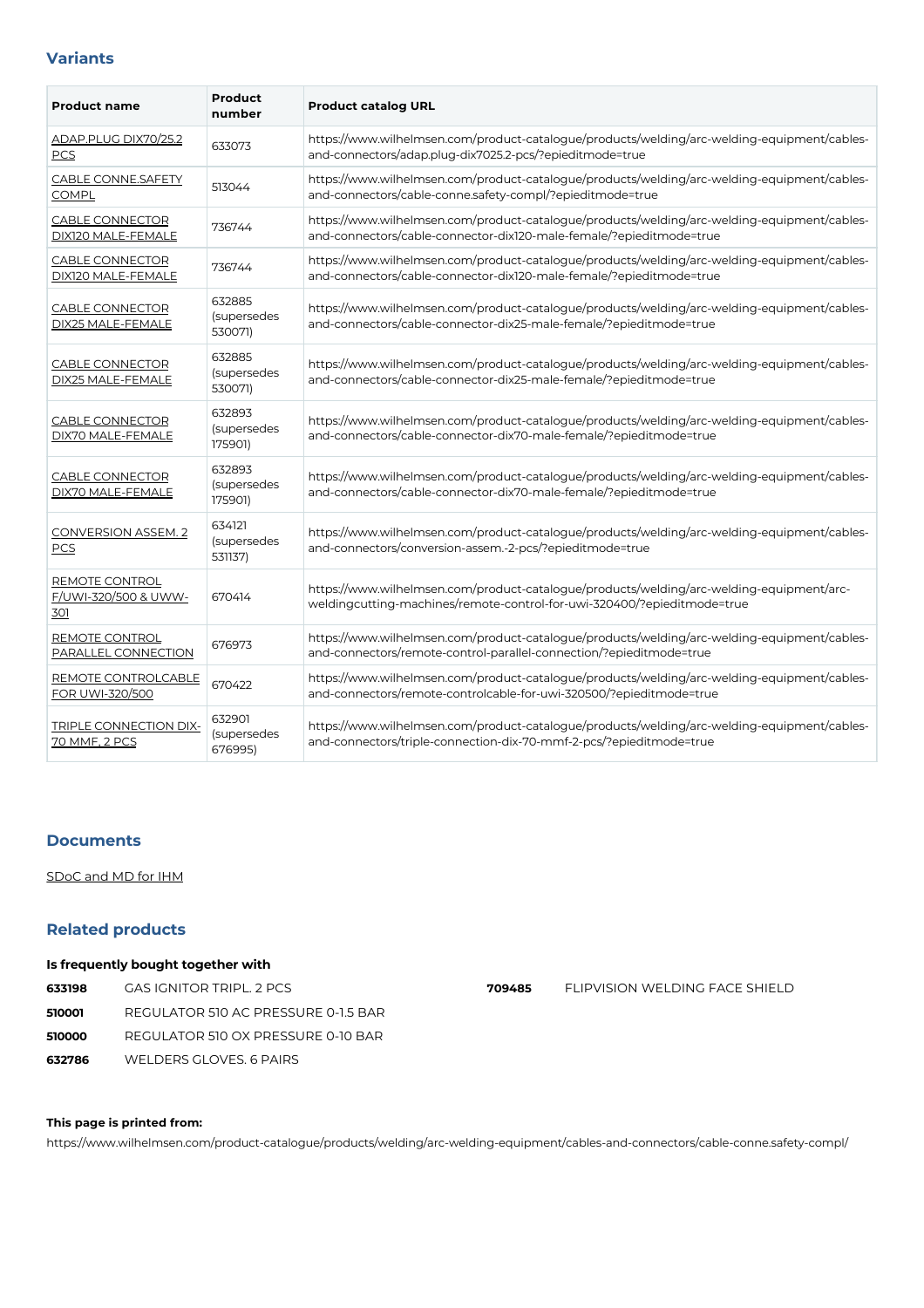## Variants

| Product name | Product number | Product catalog URL |
|---|---|---|
| ADAP.PLUG DIX70/25.2 PCS | 633073 | https://www.wilhelmsen.com/product-catalogue/products/welding/arc-welding-equipment/cables-and-connectors/adap.plug-dix7025.2-pcs/?epieditmode=true |
| CABLE CONNE.SAFETY COMPL | 513044 | https://www.wilhelmsen.com/product-catalogue/products/welding/arc-welding-equipment/cables-and-connectors/cable-conne.safety-compl/?epieditmode=true |
| CABLE CONNECTOR DIX120 MALE-FEMALE | 736744 | https://www.wilhelmsen.com/product-catalogue/products/welding/arc-welding-equipment/cables-and-connectors/cable-connector-dix120-male-female/?epieditmode=true |
| CABLE CONNECTOR DIX120 MALE-FEMALE | 736744 | https://www.wilhelmsen.com/product-catalogue/products/welding/arc-welding-equipment/cables-and-connectors/cable-connector-dix120-male-female/?epieditmode=true |
| CABLE CONNECTOR DIX25 MALE-FEMALE | 632885 (supersedes 530071) | https://www.wilhelmsen.com/product-catalogue/products/welding/arc-welding-equipment/cables-and-connectors/cable-connector-dix25-male-female/?epieditmode=true |
| CABLE CONNECTOR DIX25 MALE-FEMALE | 632885 (supersedes 530071) | https://www.wilhelmsen.com/product-catalogue/products/welding/arc-welding-equipment/cables-and-connectors/cable-connector-dix25-male-female/?epieditmode=true |
| CABLE CONNECTOR DIX70 MALE-FEMALE | 632893 (supersedes 175901) | https://www.wilhelmsen.com/product-catalogue/products/welding/arc-welding-equipment/cables-and-connectors/cable-connector-dix70-male-female/?epieditmode=true |
| CABLE CONNECTOR DIX70 MALE-FEMALE | 632893 (supersedes 175901) | https://www.wilhelmsen.com/product-catalogue/products/welding/arc-welding-equipment/cables-and-connectors/cable-connector-dix70-male-female/?epieditmode=true |
| CONVERSION ASSEM. 2 PCS | 634121 (supersedes 531137) | https://www.wilhelmsen.com/product-catalogue/products/welding/arc-welding-equipment/cables-and-connectors/conversion-assem.-2-pcs/?epieditmode=true |
| REMOTE CONTROL F/UWI-320/500 & UWW-301 | 670414 | https://www.wilhelmsen.com/product-catalogue/products/welding/arc-welding-equipment/arc-weldingcutting-machines/remote-control-for-uwi-320400/?epieditmode=true |
| REMOTE CONTROL PARALLEL CONNECTION | 676973 | https://www.wilhelmsen.com/product-catalogue/products/welding/arc-welding-equipment/cables-and-connectors/remote-control-parallel-connection/?epieditmode=true |
| REMOTE CONTROLCABLE FOR UWI-320/500 | 670422 | https://www.wilhelmsen.com/product-catalogue/products/welding/arc-welding-equipment/cables-and-connectors/remote-controlcable-for-uwi-320500/?epieditmode=true |
| TRIPLE CONNECTION DIX-70 MMF, 2 PCS | 632901 (supersedes 676995) | https://www.wilhelmsen.com/product-catalogue/products/welding/arc-welding-equipment/cables-and-connectors/triple-connection-dix-70-mmf-2-pcs/?epieditmode=true |

## Documents

SDoC and MD for IHM

## Related products

**Is frequently bought together with**

**633198** GAS IGNITOR TRIPL. 2 PCS

**510001** REGULATOR 510 AC PRESSURE 0-1.5 BAR

**510000** REGULATOR 510 OX PRESSURE 0-10 BAR

**632786** WELDERS GLOVES. 6 PAIRS

**709485** FLIPVISION WELDING FACE SHIELD

**This page is printed from:**

https://www.wilhelmsen.com/product-catalogue/products/welding/arc-welding-equipment/cables-and-connectors/cable-conne.safety-compl/